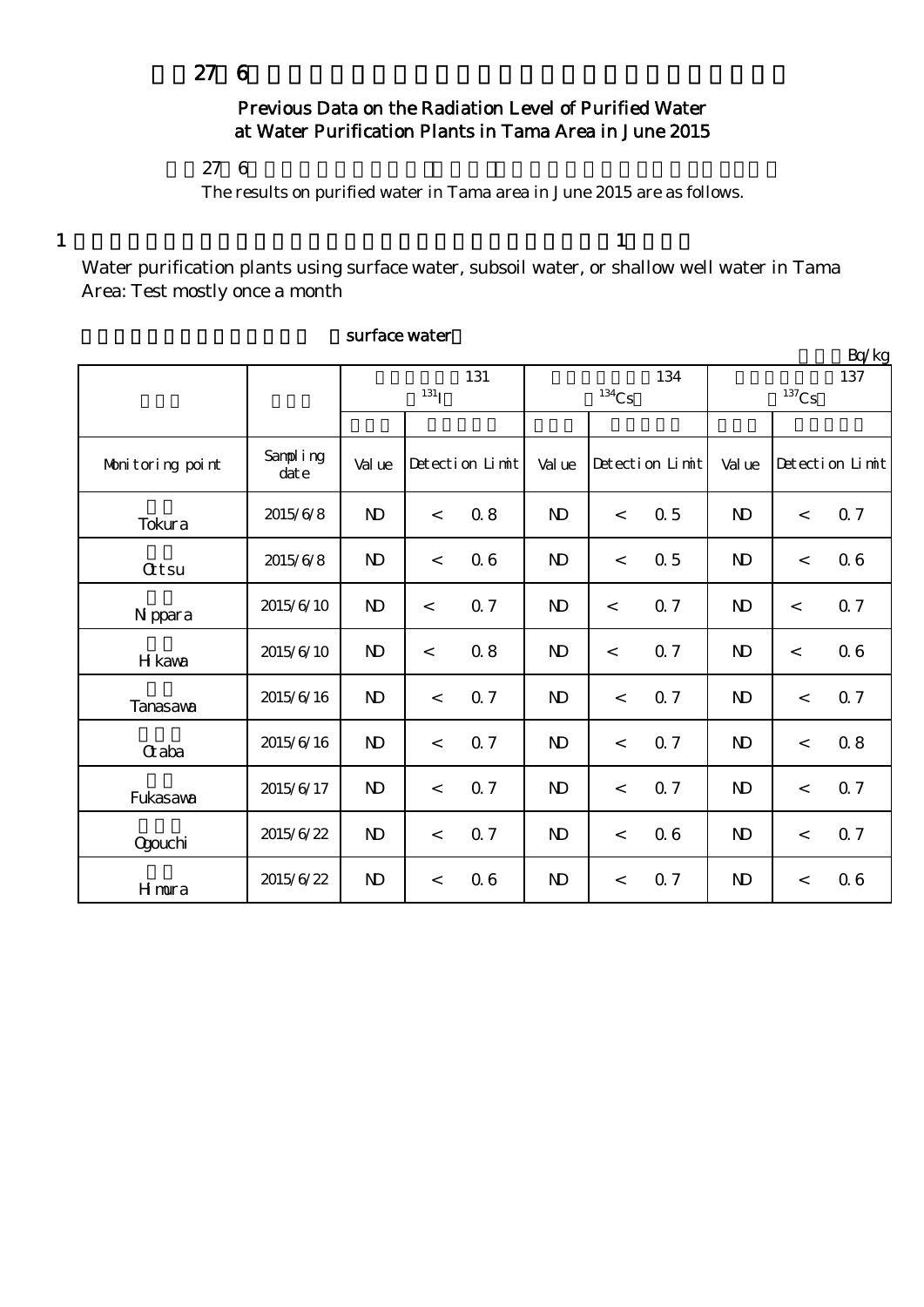# 27 6

## Previous Data on the Radiation Level of Purified Water at Water Purification Plants in Tama Area in June 2015

27 6

The results on purified water in Tama area in June 2015 are as follows.

1 1

Water purification plants using surface water, subsoil water, or shallow well water in Tama Area: Test mostly once a month

surface water

Bq/kg

| | | 131 $^{131}I$ | | 134 $^{134}Cs$ | | 137 $^{137}Cs$ | |
|---|---|---|---|---|---|---|---|
| Monitoring point | Sampling date | Value | Detection Limit | Value | Detection Limit | Value | Detection Limit |
| Tokura | 2015/6/8 | ND | < 0.8 | ND | < 0.5 | ND | < 0.7 |
| Ottsu | 2015/6/8 | ND | < 0.6 | ND | < 0.5 | ND | < 0.6 |
| Nippara | 2015/6/10 | ND | < 0.7 | ND | < 0.7 | ND | < 0.7 |
| Hikawa | 2015/6/10 | ND | < 0.8 | ND | < 0.7 | ND | < 0.6 |
| Tanasawa | 2015/6/16 | ND | < 0.7 | ND | < 0.7 | ND | < 0.7 |
| Otaba | 2015/6/16 | ND | < 0.7 | ND | < 0.7 | ND | < 0.8 |
| Fukasawa | 2015/6/17 | ND | < 0.7 | ND | < 0.7 | ND | < 0.7 |
| Ogouchi | 2015/6/22 | ND | < 0.7 | ND | < 0.6 | ND | < 0.7 |
| Himura | 2015/6/22 | ND | < 0.6 | ND | < 0.7 | ND | < 0.6 |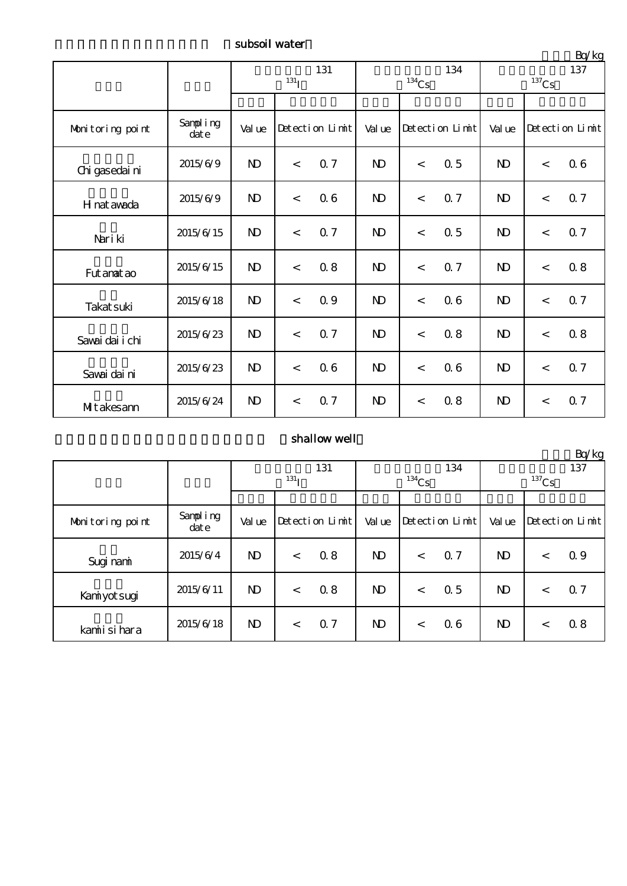subsoil water

Bq/kg

| | | 131 ($^{131}$I) | | 134 ($^{134}$Cs) | | 137 ($^{137}$Cs) | |
|---|---|---|---|---|---|---|---|
| Monitoring point | Sampling date | Value | Detection Limit | Value | Detection Limit | Value | Detection Limit |
| Chigasedaini | 2015/6/9 | ND | < 0.7 | ND | < 0.5 | ND | < 0.6 |
| Hinatawada | 2015/6/9 | ND | < 0.6 | ND | < 0.7 | ND | < 0.7 |
| Nariki | 2015/6/15 | ND | < 0.7 | ND | < 0.5 | ND | < 0.7 |
| Futamatao | 2015/6/15 | ND | < 0.8 | ND | < 0.7 | ND | < 0.8 |
| Takatsuki | 2015/6/18 | ND | < 0.9 | ND | < 0.6 | ND | < 0.7 |
| Sawaidaiichi | 2015/6/23 | ND | < 0.7 | ND | < 0.8 | ND | < 0.8 |
| Sawaidaini | 2015/6/23 | ND | < 0.6 | ND | < 0.6 | ND | < 0.7 |
| Mitakesann | 2015/6/24 | ND | < 0.7 | ND | < 0.8 | ND | < 0.7 |

shallow well

Bq/kg

| | | 131 ($^{131}$I) | | 134 ($^{134}$Cs) | | 137 ($^{137}$Cs) | |
|---|---|---|---|---|---|---|---|
| Monitoring point | Sampling date | Value | Detection Limit | Value | Detection Limit | Value | Detection Limit |
| Suginami | 2015/6/4 | ND | < 0.8 | ND | < 0.7 | ND | < 0.9 |
| Kamiyotsugi | 2015/6/11 | ND | < 0.8 | ND | < 0.5 | ND | < 0.7 |
| kamiisihara | 2015/6/18 | ND | < 0.7 | ND | < 0.6 | ND | < 0.8 |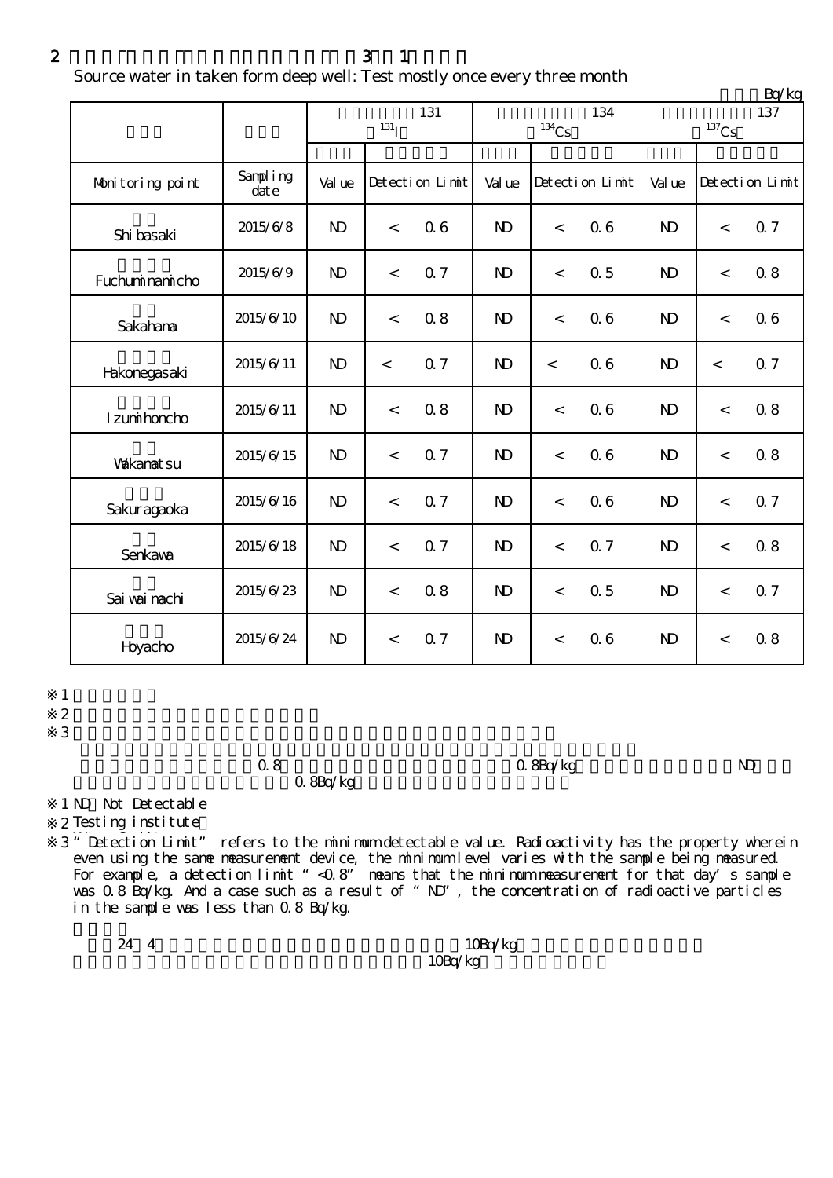2

Source water in taken form deep well: Test mostly once every three month

Bq/kg

| | | 131 $^{131}I$ | | | 134 $^{134}Cs$ | | | 137 $^{137}Cs$ | | |
|---|---|---|---|---|---|---|---|---|---|---|
| Monitoring point | Sampling date | Value | Detection Limit | | Value | Detection Limit | | Value | Detection Limit | |
| Shibasaki | 2015/6/8 | ND | < | 0.6 | ND | < | 0.6 | ND | < | 0.7 |
| Fuchuminamicho | 2015/6/9 | ND | < | 0.7 | ND | < | 0.5 | ND | < | 0.8 |
| Sakahama | 2015/6/10 | ND | < | 0.8 | ND | < | 0.6 | ND | < | 0.6 |
| Hakonegasaki | 2015/6/11 | ND | < | 0.7 | ND | < | 0.6 | ND | < | 0.7 |
| Izumihoncho | 2015/6/11 | ND | < | 0.8 | ND | < | 0.6 | ND | < | 0.8 |
| Wakamatsu | 2015/6/15 | ND | < | 0.7 | ND | < | 0.6 | ND | < | 0.8 |
| Sakuragaoka | 2015/6/16 | ND | < | 0.7 | ND | < | 0.6 | ND | < | 0.7 |
| Senkawa | 2015/6/18 | ND | < | 0.7 | ND | < | 0.7 | ND | < | 0.8 |
| Saiwaimachi | 2015/6/23 | ND | < | 0.8 | ND | < | 0.5 | ND | < | 0.7 |
| Hoyacho | 2015/6/24 | ND | < | 0.7 | ND | < | 0.6 | ND | < | 0.8 |

※1

※2

※3

0.8 0.8Bq/kg ND 0.8Bq/kg

※1 ND: Not Detectable

※2 Testing institute

※3 "Detection Limit" refers to the minimum detectable value. Radioactivity has the property wherein even using the same measurement device, the minimum level varies with the sample being measured. For example, a detection limit "<0.8" means that the minimum measurement for that day's sample was 0.8 Bq/kg. And a case such as a result of "ND", the concentration of radioactive particles in the sample was less than 0.8 Bq/kg.

24 4 10Bq/kg 10Bq/kg